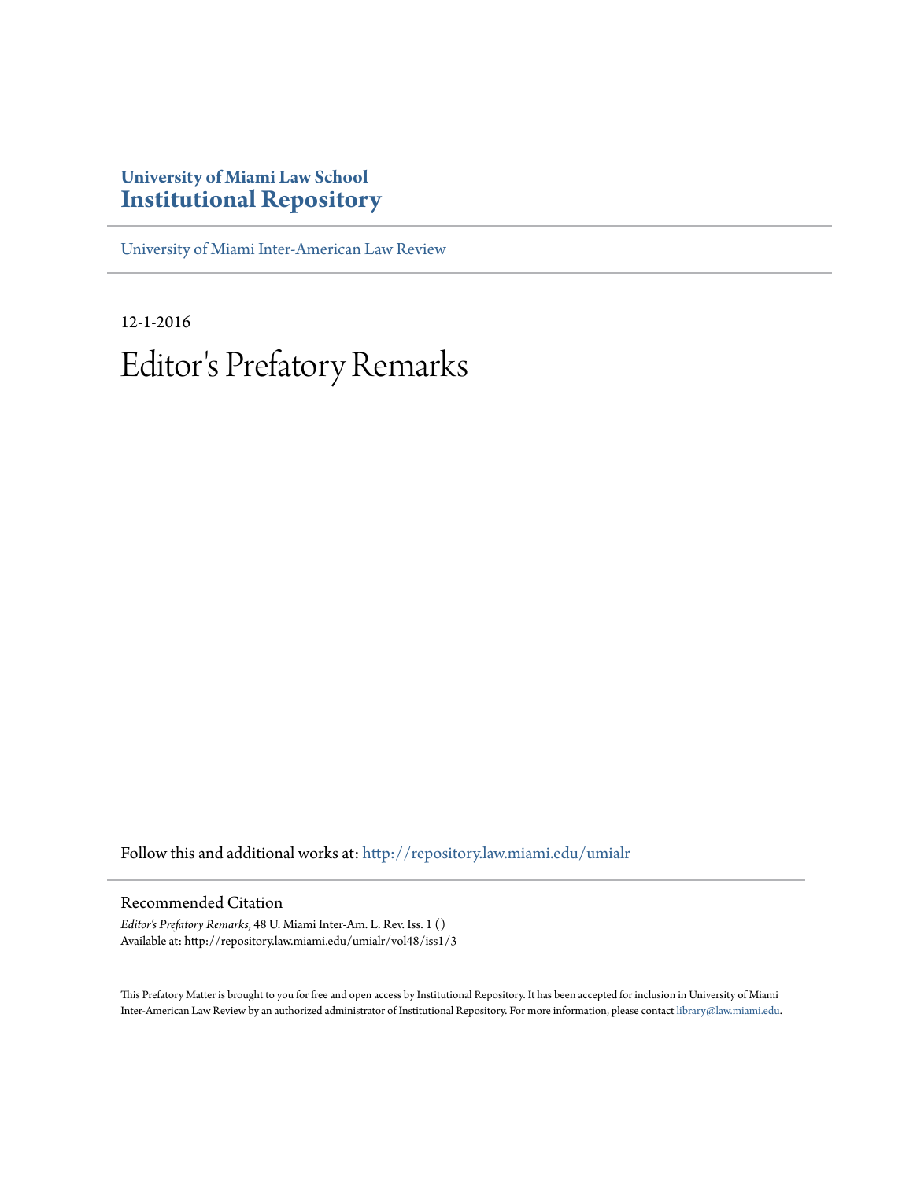**University of Miami Law School**
# Institutional Repository

University of Miami Inter-American Law Review

12-1-2016

# Editor's Prefatory Remarks

Follow this and additional works at: http://repository.law.miami.edu/umialr

## Recommended Citation

*Editor's Prefatory Remarks*, 48 U. Miami Inter-Am. L. Rev. Iss. 1 ()
Available at: http://repository.law.miami.edu/umialr/vol48/iss1/3

This Prefatory Matter is brought to you for free and open access by Institutional Repository. It has been accepted for inclusion in University of Miami Inter-American Law Review by an authorized administrator of Institutional Repository. For more information, please contact library@law.miami.edu.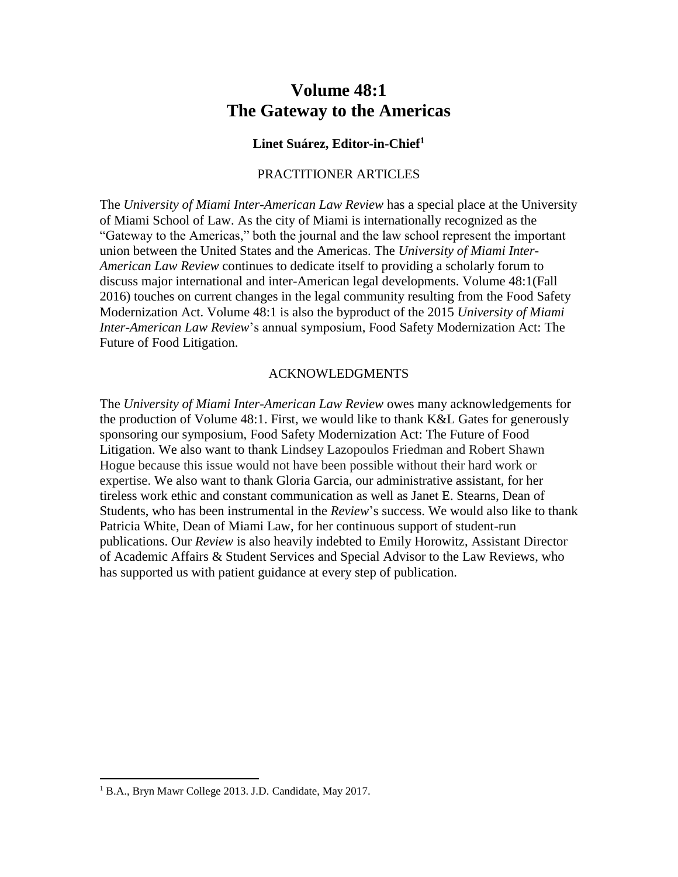# Volume 48:1
# The Gateway to the Americas

**Linet Suárez, Editor-in-Chief**[1]

## PRACTITIONER ARTICLES

The *University of Miami Inter-American Law Review* has a special place at the University of Miami School of Law. As the city of Miami is internationally recognized as the "Gateway to the Americas," both the journal and the law school represent the important union between the United States and the Americas. The *University of Miami Inter-American Law Review* continues to dedicate itself to providing a scholarly forum to discuss major international and inter-American legal developments. Volume 48:1(Fall 2016) touches on current changes in the legal community resulting from the Food Safety Modernization Act. Volume 48:1 is also the byproduct of the 2015 *University of Miami Inter-American Law Review*'s annual symposium, Food Safety Modernization Act: The Future of Food Litigation.

## ACKNOWLEDGMENTS

The *University of Miami Inter-American Law Review* owes many acknowledgements for the production of Volume 48:1. First, we would like to thank K&L Gates for generously sponsoring our symposium, Food Safety Modernization Act: The Future of Food Litigation. We also want to thank Lindsey Lazopoulos Friedman and Robert Shawn Hogue because this issue would not have been possible without their hard work or expertise. We also want to thank Gloria Garcia, our administrative assistant, for her tireless work ethic and constant communication as well as Janet E. Stearns, Dean of Students, who has been instrumental in the *Review*'s success. We would also like to thank Patricia White, Dean of Miami Law, for her continuous support of student-run publications. Our *Review* is also heavily indebted to Emily Horowitz, Assistant Director of Academic Affairs & Student Services and Special Advisor to the Law Reviews, who has supported us with patient guidance at every step of publication.

---

[1] B.A., Bryn Mawr College 2013. J.D. Candidate, May 2017.